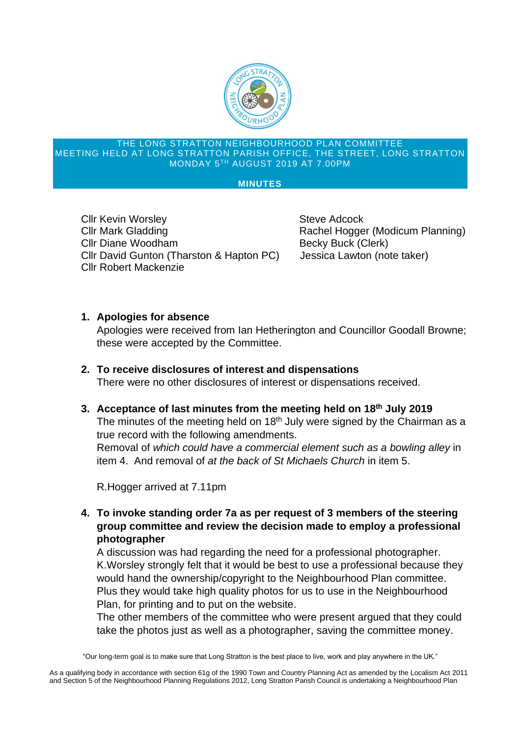THE LONG STRATTON NEIGHBOURHOOD PLAN COMMITTEE
MEETING HELD AT LONG STRATTON PARISH OFFICE, THE STREET, LONG STRATTON
MONDAY 5TH AUGUST 2019 AT 7.00PM

**MINUTES**

Cllr Kevin Worsley
Cllr Mark Gladding
Cllr Diane Woodham
Cllr David Gunton (Tharston & Hapton PC)
Cllr Robert Mackenzie

Steve Adcock
Rachel Hogger (Modicum Planning)
Becky Buck (Clerk)
Jessica Lawton (note taker)

1. **Apologies for absence**
   Apologies were received from Ian Hetherington and Councillor Goodall Browne; these were accepted by the Committee.

2. **To receive disclosures of interest and dispensations**
   There were no other disclosures of interest or dispensations received.

3. **Acceptance of last minutes from the meeting held on 18th July 2019**
   The minutes of the meeting held on 18th July were signed by the Chairman as a true record with the following amendments.
   Removal of *which could have a commercial element such as a bowling alley* in item 4. And removal of *at the back of St Michaels Church* in item 5.

   R.Hogger arrived at 7.11pm

4. **To invoke standing order 7a as per request of 3 members of the steering group committee and review the decision made to employ a professional photographer**
   A discussion was had regarding the need for a professional photographer. K.Worsley strongly felt that it would be best to use a professional because they would hand the ownership/copyright to the Neighbourhood Plan committee. Plus they would take high quality photos for us to use in the Neighbourhood Plan, for printing and to put on the website.
   The other members of the committee who were present argued that they could take the photos just as well as a photographer, saving the committee money.

"Our long-term goal is to make sure that Long Stratton is the best place to live, work and play anywhere in the UK."

As a qualifying body in accordance with section 61g of the 1990 Town and Country Planning Act as amended by the Localism Act 2011 and Section 5 of the Neighbourhood Planning Regulations 2012, Long Stratton Parish Council is undertaking a Neighbourhood Plan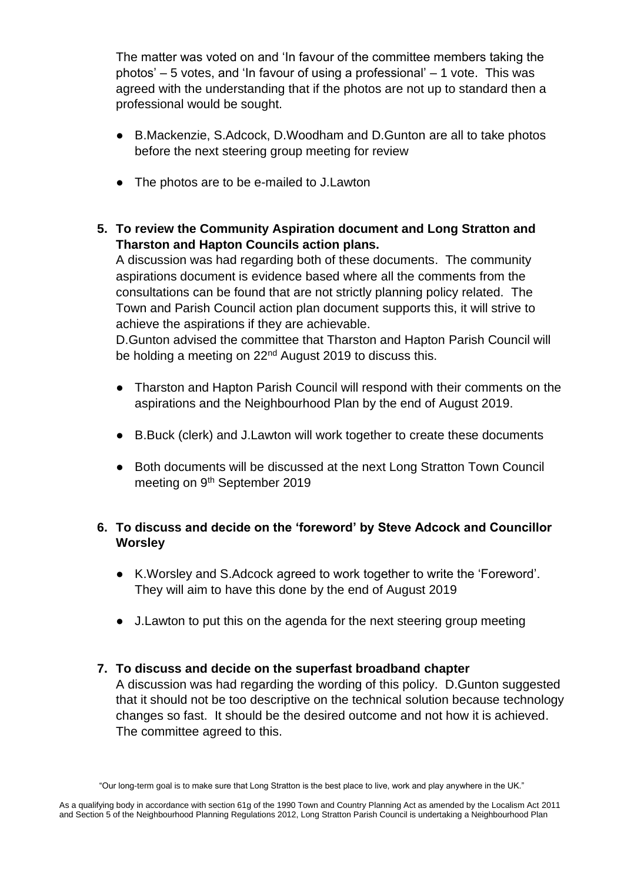The matter was voted on and 'In favour of the committee members taking the photos' – 5 votes, and 'In favour of using a professional' – 1 vote. This was agreed with the understanding that if the photos are not up to standard then a professional would be sought.

- B.Mackenzie, S.Adcock, D.Woodham and D.Gunton are all to take photos before the next steering group meeting for review
- The photos are to be e-mailed to J.Lawton

**5. To review the Community Aspiration document and Long Stratton and Tharston and Hapton Councils action plans.**

A discussion was had regarding both of these documents. The community aspirations document is evidence based where all the comments from the consultations can be found that are not strictly planning policy related. The Town and Parish Council action plan document supports this, it will strive to achieve the aspirations if they are achievable.

D.Gunton advised the committee that Tharston and Hapton Parish Council will be holding a meeting on 22nd August 2019 to discuss this.

- Tharston and Hapton Parish Council will respond with their comments on the aspirations and the Neighbourhood Plan by the end of August 2019.
- B.Buck (clerk) and J.Lawton will work together to create these documents
- Both documents will be discussed at the next Long Stratton Town Council meeting on 9th September 2019

**6. To discuss and decide on the 'foreword' by Steve Adcock and Councillor Worsley**

- K.Worsley and S.Adcock agreed to work together to write the 'Foreword'. They will aim to have this done by the end of August 2019
- J.Lawton to put this on the agenda for the next steering group meeting

**7. To discuss and decide on the superfast broadband chapter**

A discussion was had regarding the wording of this policy. D.Gunton suggested that it should not be too descriptive on the technical solution because technology changes so fast. It should be the desired outcome and not how it is achieved. The committee agreed to this.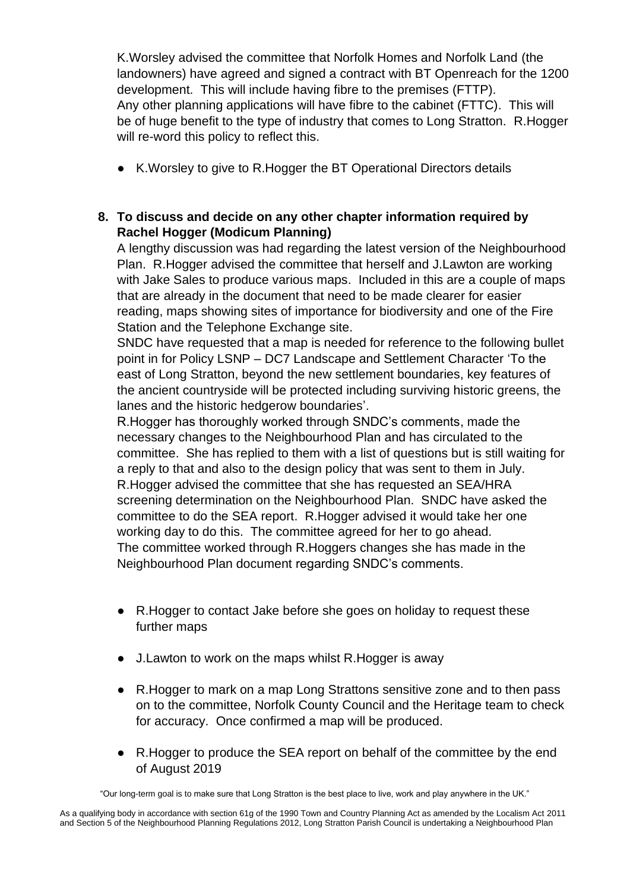K.Worsley advised the committee that Norfolk Homes and Norfolk Land (the landowners) have agreed and signed a contract with BT Openreach for the 1200 development. This will include having fibre to the premises (FTTP). Any other planning applications will have fibre to the cabinet (FTTC). This will be of huge benefit to the type of industry that comes to Long Stratton. R.Hogger will re-word this policy to reflect this.

- K.Worsley to give to R.Hogger the BT Operational Directors details

**8. To discuss and decide on any other chapter information required by Rachel Hogger (Modicum Planning)**

A lengthy discussion was had regarding the latest version of the Neighbourhood Plan. R.Hogger advised the committee that herself and J.Lawton are working with Jake Sales to produce various maps. Included in this are a couple of maps that are already in the document that need to be made clearer for easier reading, maps showing sites of importance for biodiversity and one of the Fire Station and the Telephone Exchange site.

SNDC have requested that a map is needed for reference to the following bullet point in for Policy LSNP – DC7 Landscape and Settlement Character 'To the east of Long Stratton, beyond the new settlement boundaries, key features of the ancient countryside will be protected including surviving historic greens, the lanes and the historic hedgerow boundaries'.

R.Hogger has thoroughly worked through SNDC's comments, made the necessary changes to the Neighbourhood Plan and has circulated to the committee. She has replied to them with a list of questions but is still waiting for a reply to that and also to the design policy that was sent to them in July. R.Hogger advised the committee that she has requested an SEA/HRA screening determination on the Neighbourhood Plan. SNDC have asked the committee to do the SEA report. R.Hogger advised it would take her one working day to do this. The committee agreed for her to go ahead. The committee worked through R.Hoggers changes she has made in the Neighbourhood Plan document regarding SNDC's comments.

- R.Hogger to contact Jake before she goes on holiday to request these further maps
- J.Lawton to work on the maps whilst R.Hogger is away
- R.Hogger to mark on a map Long Strattons sensitive zone and to then pass on to the committee, Norfolk County Council and the Heritage team to check for accuracy. Once confirmed a map will be produced.
- R.Hogger to produce the SEA report on behalf of the committee by the end of August 2019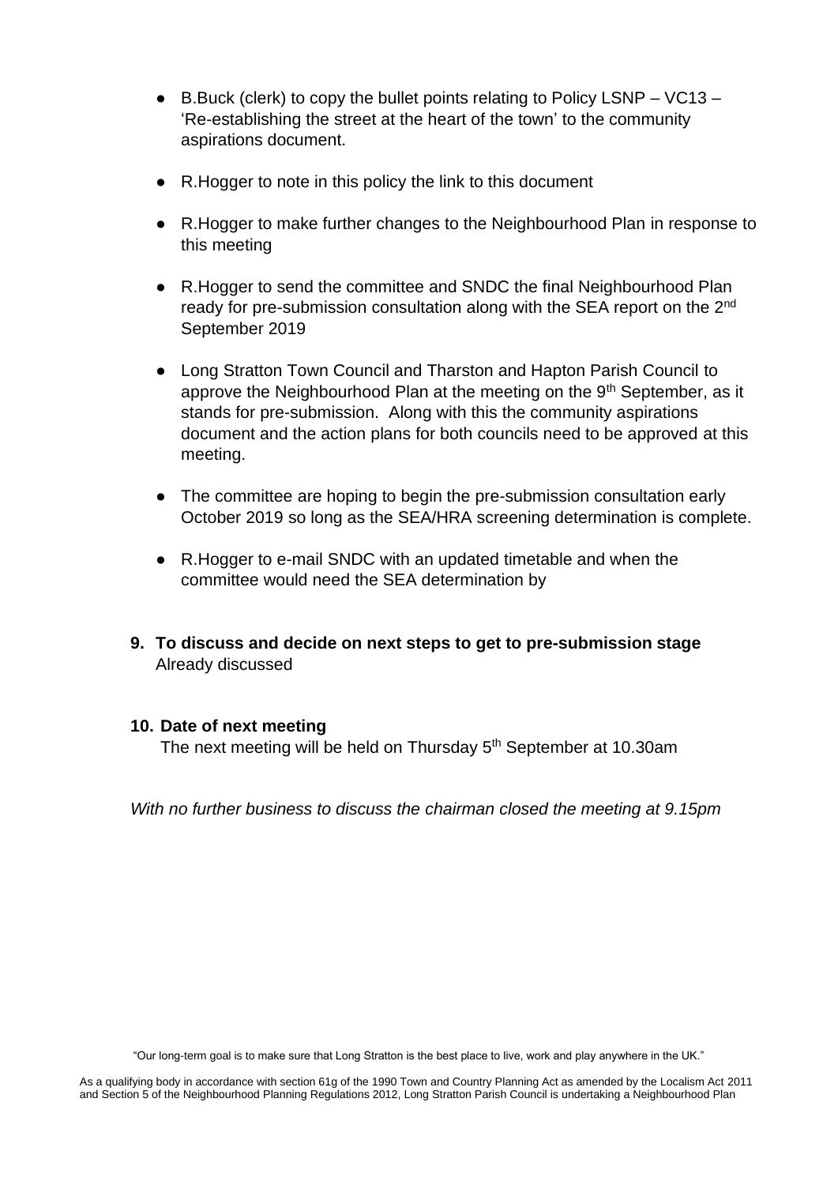- B.Buck (clerk) to copy the bullet points relating to Policy LSNP – VC13 – 'Re-establishing the street at the heart of the town' to the community aspirations document.
- R.Hogger to note in this policy the link to this document
- R.Hogger to make further changes to the Neighbourhood Plan in response to this meeting
- R.Hogger to send the committee and SNDC the final Neighbourhood Plan ready for pre-submission consultation along with the SEA report on the 2nd September 2019
- Long Stratton Town Council and Tharston and Hapton Parish Council to approve the Neighbourhood Plan at the meeting on the 9th September, as it stands for pre-submission. Along with this the community aspirations document and the action plans for both councils need to be approved at this meeting.
- The committee are hoping to begin the pre-submission consultation early October 2019 so long as the SEA/HRA screening determination is complete.
- R.Hogger to e-mail SNDC with an updated timetable and when the committee would need the SEA determination by

**9. To discuss and decide on next steps to get to pre-submission stage**

Already discussed

**10. Date of next meeting**

The next meeting will be held on Thursday 5th September at 10.30am

*With no further business to discuss the chairman closed the meeting at 9.15pm*

"Our long-term goal is to make sure that Long Stratton is the best place to live, work and play anywhere in the UK."

As a qualifying body in accordance with section 61g of the 1990 Town and Country Planning Act as amended by the Localism Act 2011 and Section 5 of the Neighbourhood Planning Regulations 2012, Long Stratton Parish Council is undertaking a Neighbourhood Plan